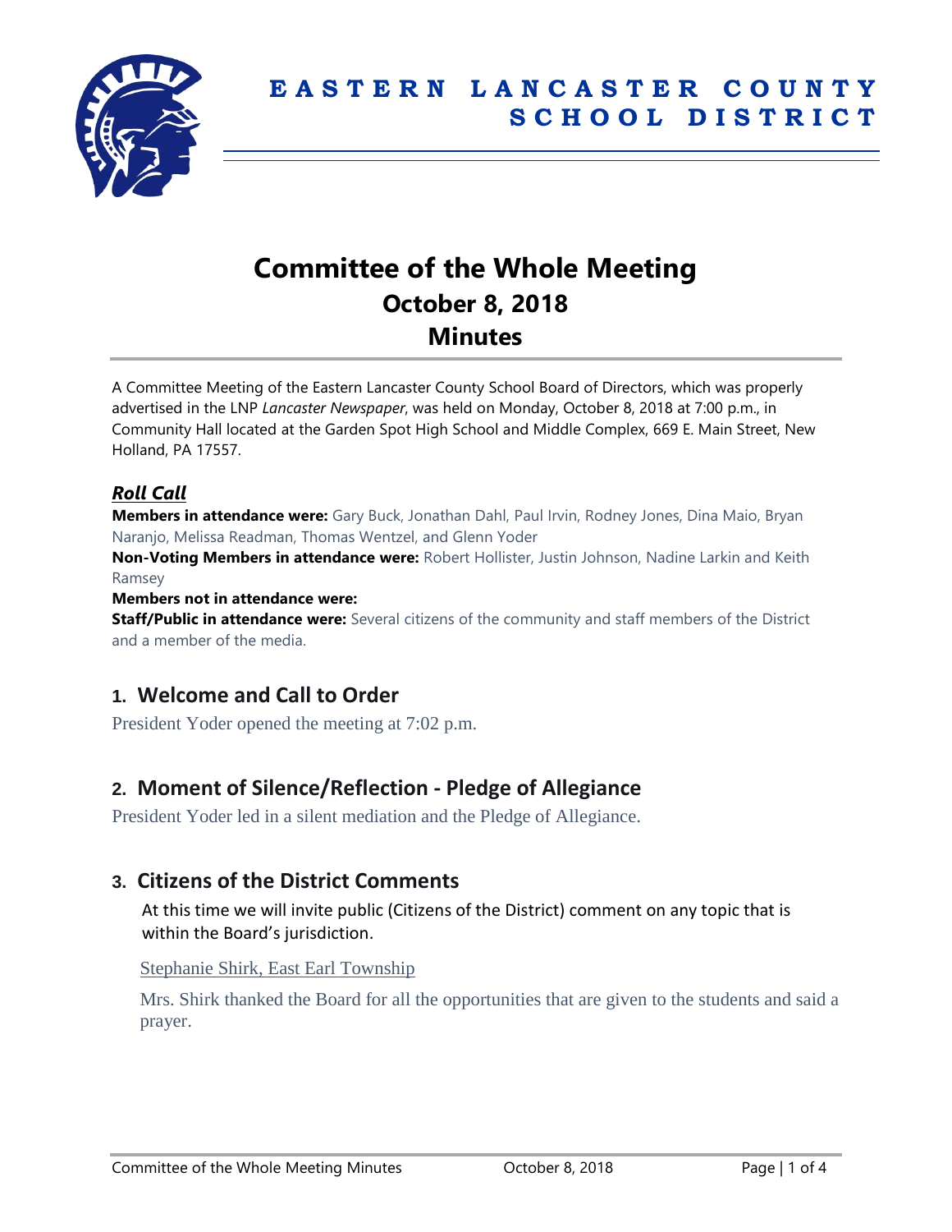**EASTERN LANCASTER COUNTY SCHOOL DISTRICT**

# Committee of the Whole Meeting
## October 8, 2018
## Minutes

A Committee Meeting of the Eastern Lancaster County School Board of Directors, which was properly advertised in the LNP *Lancaster Newspaper*, was held on Monday, October 8, 2018 at 7:00 p.m., in Community Hall located at the Garden Spot High School and Middle Complex, 669 E. Main Street, New Holland, PA 17557.

### *Roll Call*

**Members in attendance were:** Gary Buck, Jonathan Dahl, Paul Irvin, Rodney Jones, Dina Maio, Bryan Naranjo, Melissa Readman, Thomas Wentzel, and Glenn Yoder

**Non-Voting Members in attendance were:** Robert Hollister, Justin Johnson, Nadine Larkin and Keith Ramsey

**Members not in attendance were:**

**Staff/Public in attendance were:** Several citizens of the community and staff members of the District and a member of the media.

## 1. Welcome and Call to Order

President Yoder opened the meeting at 7:02 p.m.

## 2. Moment of Silence/Reflection - Pledge of Allegiance

President Yoder led in a silent mediation and the Pledge of Allegiance.

## 3. Citizens of the District Comments

At this time we will invite public (Citizens of the District) comment on any topic that is within the Board's jurisdiction.

Stephanie Shirk, East Earl Township

Mrs. Shirk thanked the Board for all the opportunities that are given to the students and said a prayer.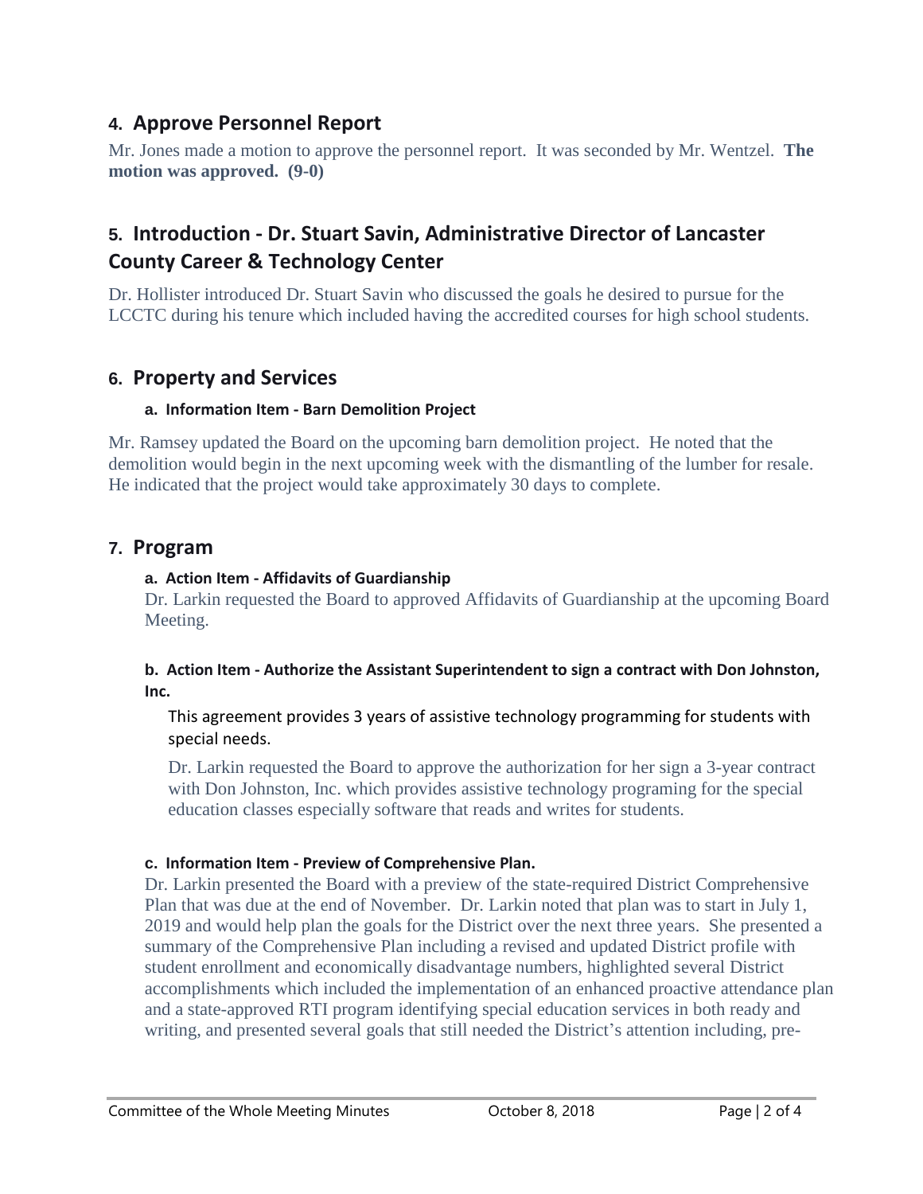## 4. Approve Personnel Report

Mr. Jones made a motion to approve the personnel report. It was seconded by Mr. Wentzel. **The motion was approved. (9-0)**

## 5. Introduction - Dr. Stuart Savin, Administrative Director of Lancaster County Career & Technology Center

Dr. Hollister introduced Dr. Stuart Savin who discussed the goals he desired to pursue for the LCCTC during his tenure which included having the accredited courses for high school students.

## 6. Property and Services

### a. Information Item - Barn Demolition Project

Mr. Ramsey updated the Board on the upcoming barn demolition project. He noted that the demolition would begin in the next upcoming week with the dismantling of the lumber for resale. He indicated that the project would take approximately 30 days to complete.

## 7. Program

### a. Action Item - Affidavits of Guardianship

Dr. Larkin requested the Board to approved Affidavits of Guardianship at the upcoming Board Meeting.

### b. Action Item - Authorize the Assistant Superintendent to sign a contract with Don Johnston, Inc.

This agreement provides 3 years of assistive technology programming for students with special needs.

Dr. Larkin requested the Board to approve the authorization for her sign a 3-year contract with Don Johnston, Inc. which provides assistive technology programing for the special education classes especially software that reads and writes for students.

### c. Information Item - Preview of Comprehensive Plan.

Dr. Larkin presented the Board with a preview of the state-required District Comprehensive Plan that was due at the end of November. Dr. Larkin noted that plan was to start in July 1, 2019 and would help plan the goals for the District over the next three years. She presented a summary of the Comprehensive Plan including a revised and updated District profile with student enrollment and economically disadvantage numbers, highlighted several District accomplishments which included the implementation of an enhanced proactive attendance plan and a state-approved RTI program identifying special education services in both ready and writing, and presented several goals that still needed the District's attention including, pre-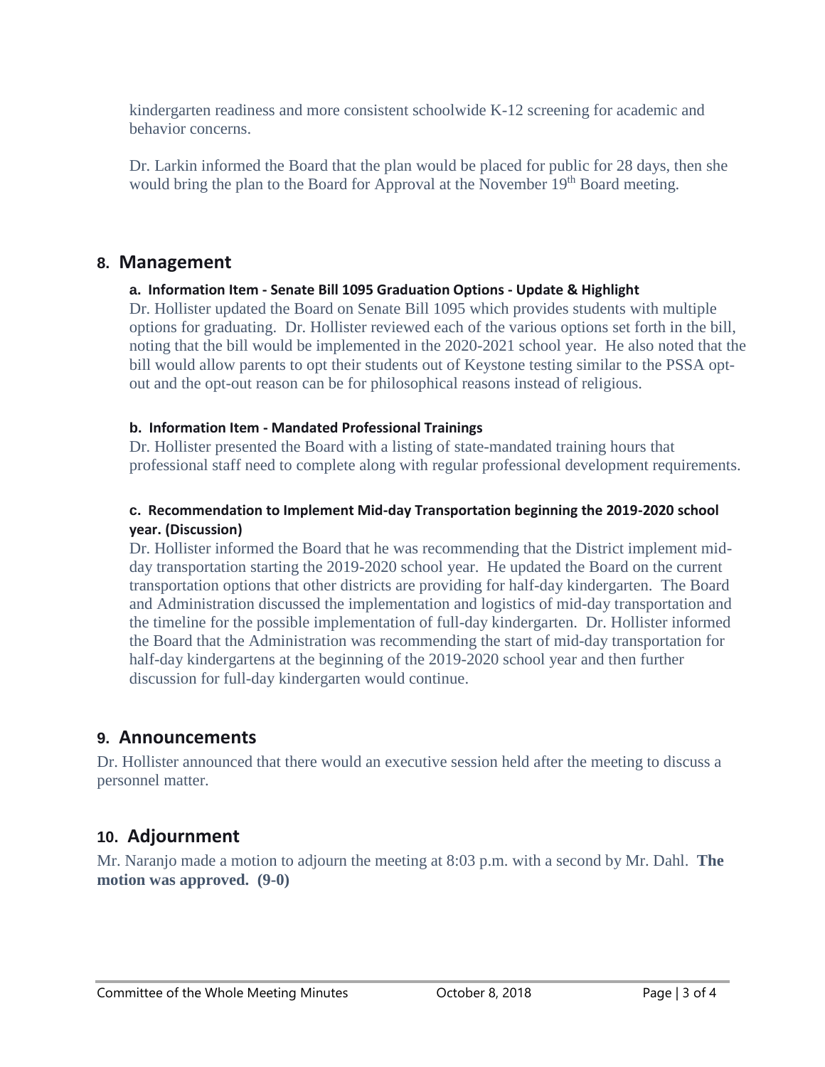kindergarten readiness and more consistent schoolwide K-12 screening for academic and behavior concerns.

Dr. Larkin informed the Board that the plan would be placed for public for 28 days, then she would bring the plan to the Board for Approval at the November 19th Board meeting.

## 8. Management

### a. Information Item - Senate Bill 1095 Graduation Options - Update & Highlight

Dr. Hollister updated the Board on Senate Bill 1095 which provides students with multiple options for graduating. Dr. Hollister reviewed each of the various options set forth in the bill, noting that the bill would be implemented in the 2020-2021 school year. He also noted that the bill would allow parents to opt their students out of Keystone testing similar to the PSSA opt-out and the opt-out reason can be for philosophical reasons instead of religious.

### b. Information Item - Mandated Professional Trainings

Dr. Hollister presented the Board with a listing of state-mandated training hours that professional staff need to complete along with regular professional development requirements.

### c. Recommendation to Implement Mid-day Transportation beginning the 2019-2020 school year. (Discussion)

Dr. Hollister informed the Board that he was recommending that the District implement mid-day transportation starting the 2019-2020 school year. He updated the Board on the current transportation options that other districts are providing for half-day kindergarten. The Board and Administration discussed the implementation and logistics of mid-day transportation and the timeline for the possible implementation of full-day kindergarten. Dr. Hollister informed the Board that the Administration was recommending the start of mid-day transportation for half-day kindergartens at the beginning of the 2019-2020 school year and then further discussion for full-day kindergarten would continue.

## 9. Announcements

Dr. Hollister announced that there would an executive session held after the meeting to discuss a personnel matter.

## 10. Adjournment

Mr. Naranjo made a motion to adjourn the meeting at 8:03 p.m. with a second by Mr. Dahl. **The motion was approved. (9-0)**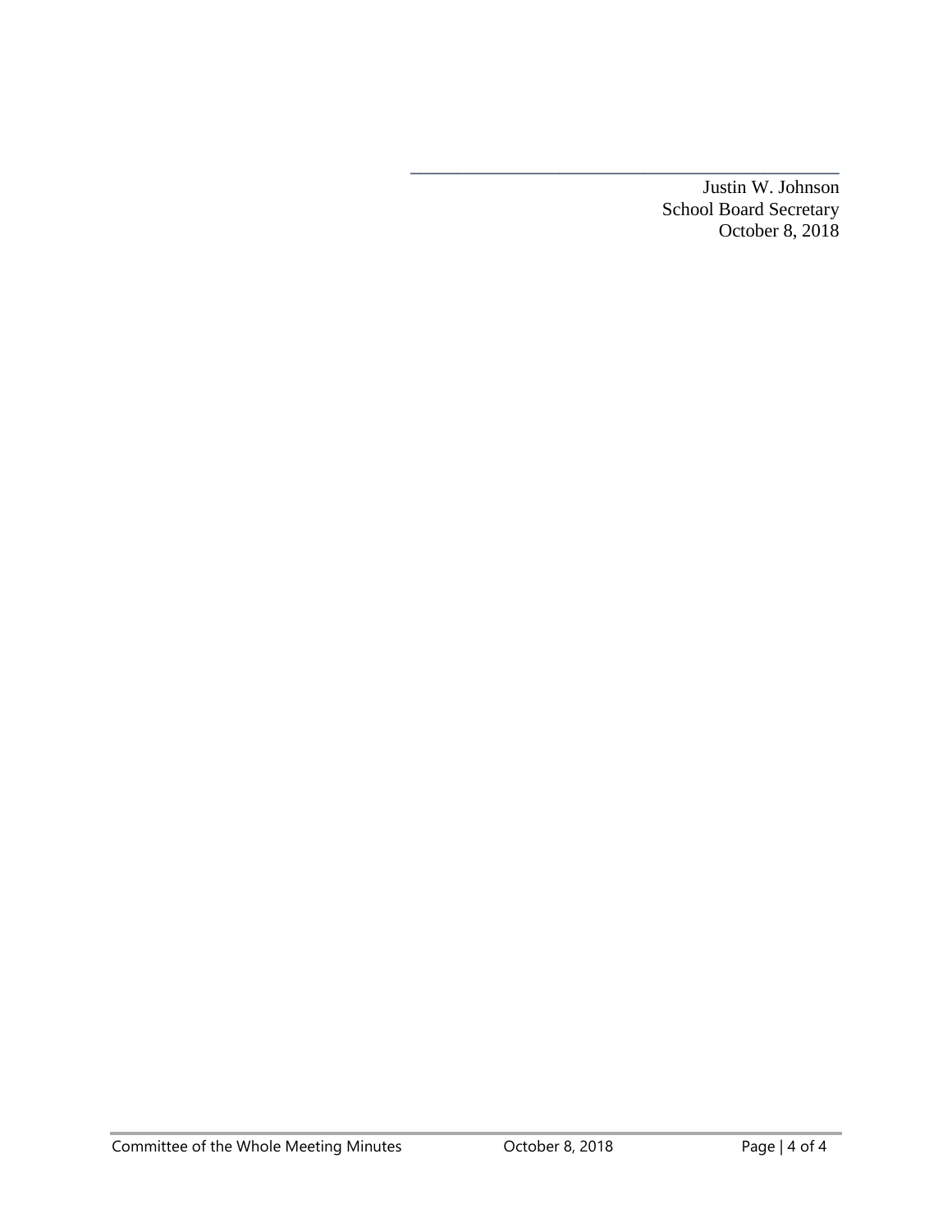\_\_\_\_\_\_\_\_\_\_\_\_\_\_\_\_\_\_\_\_\_\_\_\_\_\_\_\_\_\_\_\_\_\_\_\_\_\_\_\_

Justin W. Johnson
School Board Secretary
October 8, 2018